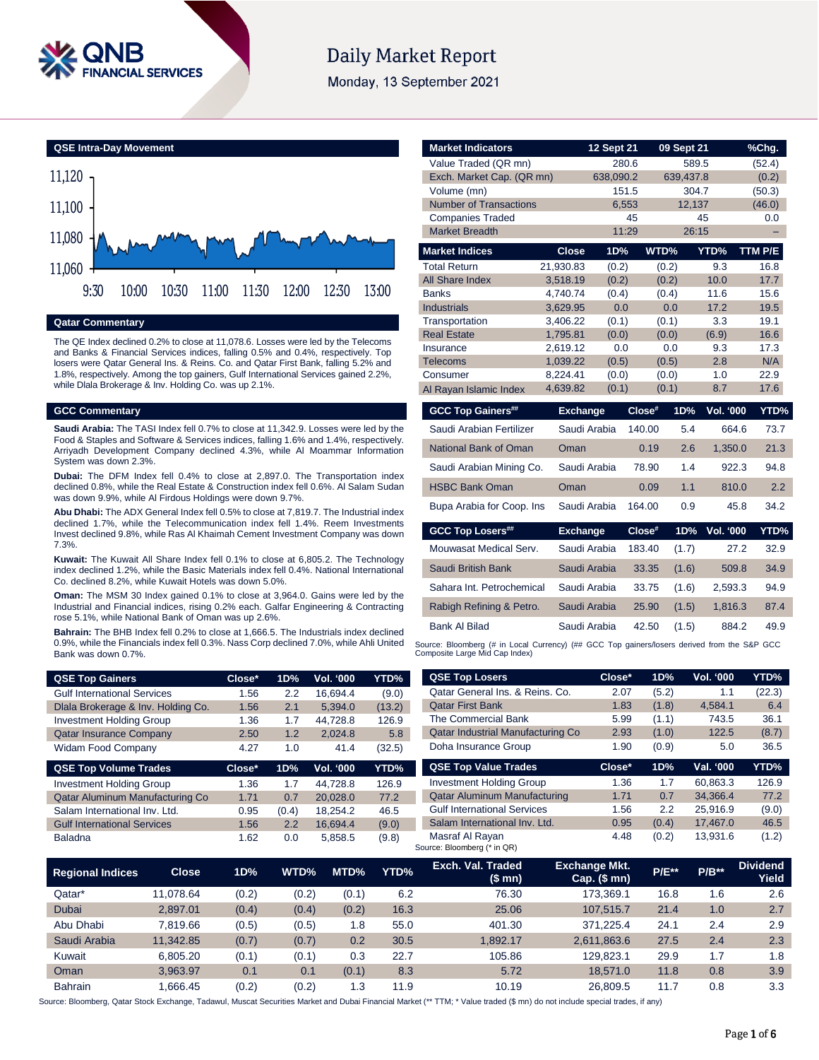# Daily Market Report

Monday, 13 September 2021

## QSE Intra-Day Movement

## Qatar Commentary

The QE Index declined 0.2% to close at 11,078.6. Losses were led by the Telecoms and Banks & Financial Services indices, falling 0.5% and 0.4%, respectively. Top losers were Qatar General Ins. & Reins. Co. and Qatar First Bank, falling 5.2% and 1.8%, respectively. Among the top gainers, Gulf International Services gained 2.2%, while Dlala Brokerage & Inv. Holding Co. was up 2.1%.

## GCC Commentary

**Saudi Arabia:** The TASI Index fell 0.7% to close at 11,342.9. Losses were led by the Food & Staples and Software & Services indices, falling 1.6% and 1.4%, respectively. Arriyadh Development Company declined 4.3%, while Al Moammar Information System was down 2.3%.

**Dubai:** The DFM Index fell 0.4% to close at 2,897.0. The Transportation index declined 0.8%, while the Real Estate & Construction index fell 0.6%. Al Salam Sudan was down 9.9%, while Al Firdous Holdings were down 9.7%.

**Abu Dhabi:** The ADX General Index fell 0.5% to close at 7,819.7. The Industrial index declined 1.7%, while the Telecommunication index fell 1.4%. Reem Investments Invest declined 9.8%, while Ras Al Khaimah Cement Investment Company was down 7.3%.

**Kuwait:** The Kuwait All Share Index fell 0.1% to close at 6,805.2. The Technology index declined 1.2%, while the Basic Materials index fell 0.4%. National International Co. declined 8.2%, while Kuwait Hotels was down 5.0%.

**Oman:** The MSM 30 Index gained 0.1% to close at 3,964.0. Gains were led by the Industrial and Financial indices, rising 0.2% each. Galfar Engineering & Contracting rose 5.1%, while National Bank of Oman was up 2.6%.

**Bahrain:** The BHB Index fell 0.2% to close at 1,666.5. The Industrials index declined 0.9%, while the Financials index fell 0.3%. Nass Corp declined 7.0%, while Ahli United Bank was down 0.7%.

| Market Indicators | 12 Sept 21 | 09 Sept 21 | %Chg. |
|---|---|---|---|
| Value Traded (QR mn) | 280.6 | 589.5 | (52.4) |
| Exch. Market Cap. (QR mn) | 638,090.2 | 639,437.8 | (0.2) |
| Volume (mn) | 151.5 | 304.7 | (50.3) |
| Number of Transactions | 6,553 | 12,137 | (46.0) |
| Companies Traded | 45 | 45 | 0.0 |
| Market Breadth | 11:29 | 26:15 | – |

| Market Indices | Close | 1D% | WTD% | YTD% | TTM P/E |
|---|---|---|---|---|---|
| Total Return | 21,930.83 | (0.2) | (0.2) | 9.3 | 16.8 |
| All Share Index | 3,518.19 | (0.2) | (0.2) | 10.0 | 17.7 |
| Banks | 4,740.74 | (0.4) | (0.4) | 11.6 | 15.6 |
| Industrials | 3,629.95 | 0.0 | 0.0 | 17.2 | 19.5 |
| Transportation | 3,406.22 | (0.1) | (0.1) | 3.3 | 19.1 |
| Real Estate | 1,795.81 | (0.0) | (0.0) | (6.9) | 16.6 |
| Insurance | 2,619.12 | 0.0 | 0.0 | 9.3 | 17.3 |
| Telecoms | 1,039.22 | (0.5) | (0.5) | 2.8 | N/A |
| Consumer | 8,224.41 | (0.0) | (0.0) | 1.0 | 22.9 |
| Al Rayan Islamic Index | 4,639.82 | (0.1) | (0.1) | 8.7 | 17.6 |

| GCC Top Gainers## | Exchange | Close# | 1D% | Vol. '000 | YTD% |
|---|---|---|---|---|---|
| Saudi Arabian Fertilizer | Saudi Arabia | 140.00 | 5.4 | 664.6 | 73.7 |
| National Bank of Oman | Oman | 0.19 | 2.6 | 1,350.0 | 21.3 |
| Saudi Arabian Mining Co. | Saudi Arabia | 78.90 | 1.4 | 922.3 | 94.8 |
| HSBC Bank Oman | Oman | 0.09 | 1.1 | 810.0 | 2.2 |
| Bupa Arabia for Coop. Ins | Saudi Arabia | 164.00 | 0.9 | 45.8 | 34.2 |

| GCC Top Losers## | Exchange | Close# | 1D% | Vol. '000 | YTD% |
|---|---|---|---|---|---|
| Mouwasat Medical Serv. | Saudi Arabia | 183.40 | (1.7) | 27.2 | 32.9 |
| Saudi British Bank | Saudi Arabia | 33.35 | (1.6) | 509.8 | 34.9 |
| Sahara Int. Petrochemical | Saudi Arabia | 33.75 | (1.6) | 2,593.3 | 94.9 |
| Rabigh Refining & Petro. | Saudi Arabia | 25.90 | (1.5) | 1,816.3 | 87.4 |
| Bank Al Bilad | Saudi Arabia | 42.50 | (1.5) | 884.2 | 49.9 |

Source: Bloomberg (# in Local Currency) (## GCC Top gainers/losers derived from the S&P GCC Composite Large Mid Cap Index)

| QSE Top Gainers | Close* | 1D% | Vol. '000 | YTD% |
|---|---|---|---|---|
| Gulf International Services | 1.56 | 2.2 | 16,694.4 | (9.0) |
| Dlala Brokerage & Inv. Holding Co. | 1.56 | 2.1 | 5,394.0 | (13.2) |
| Investment Holding Group | 1.36 | 1.7 | 44,728.8 | 126.9 |
| Qatar Insurance Company | 2.50 | 1.2 | 2,024.8 | 5.8 |
| Widam Food Company | 4.27 | 1.0 | 41.4 | (32.5) |

| QSE Top Losers | Close* | 1D% | Vol. '000 | YTD% |
|---|---|---|---|---|
| Qatar General Ins. & Reins. Co. | 2.07 | (5.2) | 1.1 | (22.3) |
| Qatar First Bank | 1.83 | (1.8) | 4,584.1 | 6.4 |
| The Commercial Bank | 5.99 | (1.1) | 743.5 | 36.1 |
| Qatar Industrial Manufacturing Co | 2.93 | (1.0) | 122.5 | (8.7) |
| Doha Insurance Group | 1.90 | (0.9) | 5.0 | 36.5 |

| QSE Top Volume Trades | Close* | 1D% | Vol. '000 | YTD% |
|---|---|---|---|---|
| Investment Holding Group | 1.36 | 1.7 | 44,728.8 | 126.9 |
| Qatar Aluminum Manufacturing Co | 1.71 | 0.7 | 20,028.0 | 77.2 |
| Salam International Inv. Ltd. | 0.95 | (0.4) | 18,254.2 | 46.5 |
| Gulf International Services | 1.56 | 2.2 | 16,694.4 | (9.0) |
| Baladna | 1.62 | 0.0 | 5,858.5 | (9.8) |

| QSE Top Value Trades | Close* | 1D% | Val. '000 | YTD% |
|---|---|---|---|---|
| Investment Holding Group | 1.36 | 1.7 | 60,863.3 | 126.9 |
| Qatar Aluminum Manufacturing | 1.71 | 0.7 | 34,366.4 | 77.2 |
| Gulf International Services | 1.56 | 2.2 | 25,916.9 | (9.0) |
| Salam International Inv. Ltd. | 0.95 | (0.4) | 17,467.0 | 46.5 |
| Masraf Al Rayan | 4.48 | (0.2) | 13,931.6 | (1.2) |

Source: Bloomberg (* in QR)

| Regional Indices | Close | 1D% | WTD% | MTD% | YTD% | Exch. Val. Traded ($ mn) | Exchange Mkt. Cap. ($ mn) | P/E** | P/B** | Dividend Yield |
|---|---|---|---|---|---|---|---|---|---|---|
| Qatar* | 11,078.64 | (0.2) | (0.2) | (0.1) | 6.2 | 76.30 | 173,369.1 | 16.8 | 1.6 | 2.6 |
| Dubai | 2,897.01 | (0.4) | (0.4) | (0.2) | 16.3 | 25.06 | 107,515.7 | 21.4 | 1.0 | 2.7 |
| Abu Dhabi | 7,819.66 | (0.5) | (0.5) | 1.8 | 55.0 | 401.30 | 371,225.4 | 24.1 | 2.4 | 2.9 |
| Saudi Arabia | 11,342.85 | (0.7) | (0.7) | 0.2 | 30.5 | 1,892.17 | 2,611,863.6 | 27.5 | 2.4 | 2.3 |
| Kuwait | 6,805.20 | (0.1) | (0.1) | 0.3 | 22.7 | 105.86 | 129,823.1 | 29.9 | 1.7 | 1.8 |
| Oman | 3,963.97 | 0.1 | 0.1 | (0.1) | 8.3 | 5.72 | 18,571.0 | 11.8 | 0.8 | 3.9 |
| Bahrain | 1,666.45 | (0.2) | (0.2) | 1.3 | 11.9 | 10.19 | 26,809.5 | 11.7 | 0.8 | 3.3 |

Source: Bloomberg, Qatar Stock Exchange, Tadawul, Muscat Securities Market and Dubai Financial Market (** TTM; * Value traded ($ mn) do not include special trades, if any)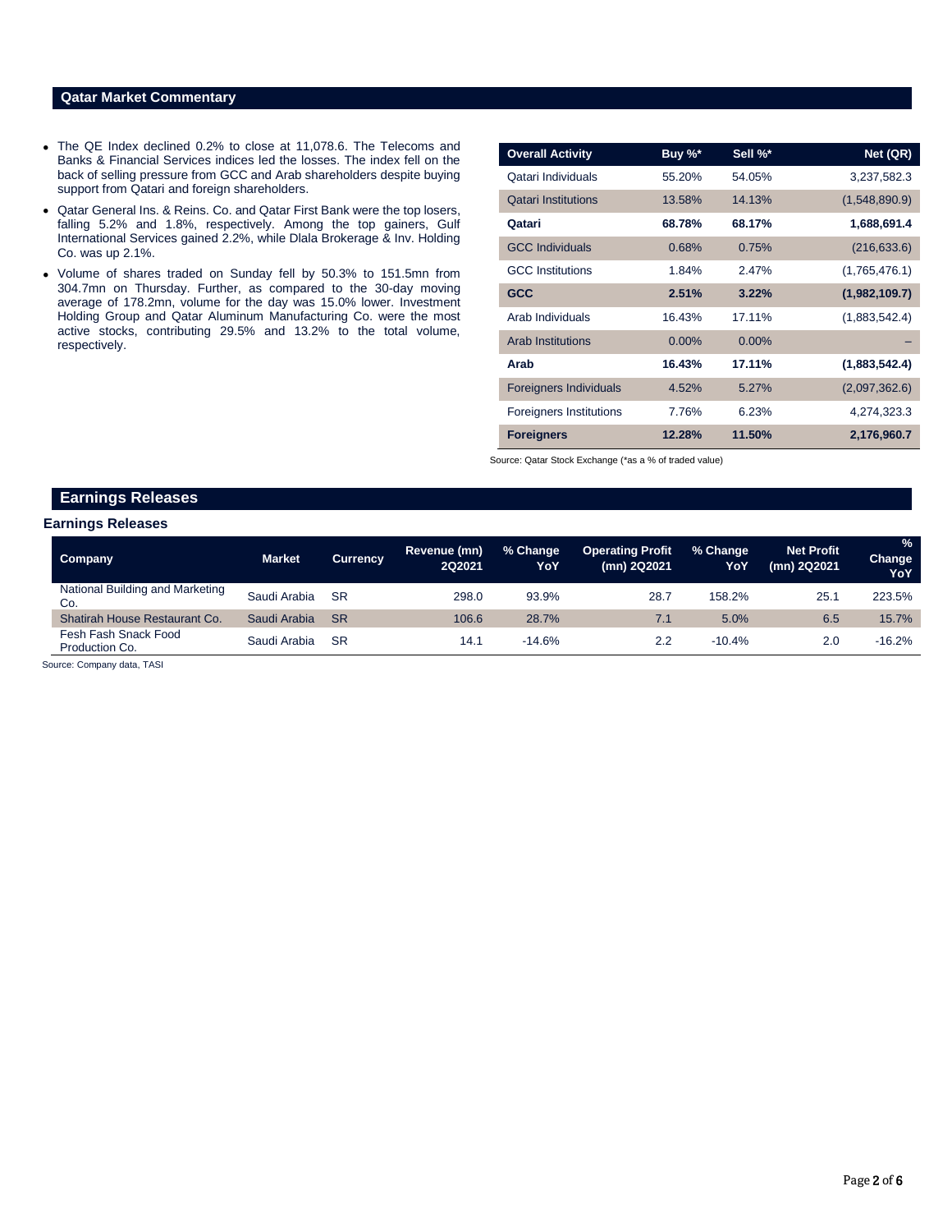## Qatar Market Commentary

- The QE Index declined 0.2% to close at 11,078.6. The Telecoms and Banks & Financial Services indices led the losses. The index fell on the back of selling pressure from GCC and Arab shareholders despite buying support from Qatari and foreign shareholders.
- Qatar General Ins. & Reins. Co. and Qatar First Bank were the top losers, falling 5.2% and 1.8%, respectively. Among the top gainers, Gulf International Services gained 2.2%, while Dlala Brokerage & Inv. Holding Co. was up 2.1%.
- Volume of shares traded on Sunday fell by 50.3% to 151.5mn from 304.7mn on Thursday. Further, as compared to the 30-day moving average of 178.2mn, volume for the day was 15.0% lower. Investment Holding Group and Qatar Aluminum Manufacturing Co. were the most active stocks, contributing 29.5% and 13.2% to the total volume, respectively.

| Overall Activity | Buy %* | Sell %* | Net (QR) |
|---|---|---|---|
| Qatari Individuals | 55.20% | 54.05% | 3,237,582.3 |
| Qatari Institutions | 13.58% | 14.13% | (1,548,890.9) |
| **Qatari** | **68.78%** | **68.17%** | **1,688,691.4** |
| GCC Individuals | 0.68% | 0.75% | (216,633.6) |
| GCC Institutions | 1.84% | 2.47% | (1,765,476.1) |
| **GCC** | **2.51%** | **3.22%** | **(1,982,109.7)** |
| Arab Individuals | 16.43% | 17.11% | (1,883,542.4) |
| Arab Institutions | 0.00% | 0.00% | – |
| **Arab** | **16.43%** | **17.11%** | **(1,883,542.4)** |
| Foreigners Individuals | 4.52% | 5.27% | (2,097,362.6) |
| Foreigners Institutions | 7.76% | 6.23% | 4,274,323.3 |
| **Foreigners** | **12.28%** | **11.50%** | **2,176,960.7** |

Source: Qatar Stock Exchange (*as a % of traded value)

## Earnings Releases

### Earnings Releases

| Company | Market | Currency | Revenue (mn) 2Q2021 | % Change YoY | Operating Profit (mn) 2Q2021 | % Change YoY | Net Profit (mn) 2Q2021 | % Change YoY |
|---|---|---|---|---|---|---|---|---|
| National Building and Marketing Co. | Saudi Arabia | SR | 298.0 | 93.9% | 28.7 | 158.2% | 25.1 | 223.5% |
| Shatirah House Restaurant Co. | Saudi Arabia | SR | 106.6 | 28.7% | 7.1 | 5.0% | 6.5 | 15.7% |
| Fesh Fash Snack Food Production Co. | Saudi Arabia | SR | 14.1 | -14.6% | 2.2 | -10.4% | 2.0 | -16.2% |

Source: Company data, TASI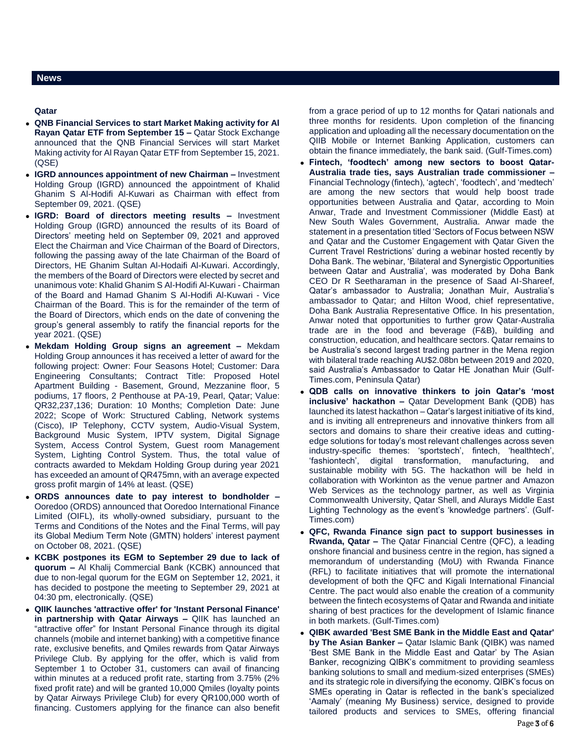## News

### Qatar

- **QNB Financial Services to start Market Making activity for Al Rayan Qatar ETF from September 15 –** Qatar Stock Exchange announced that the QNB Financial Services will start Market Making activity for Al Rayan Qatar ETF from September 15, 2021. (QSE)
- **IGRD announces appointment of new Chairman –** Investment Holding Group (IGRD) announced the appointment of Khalid Ghanim S Al-Hodifi Al-Kuwari as Chairman with effect from September 09, 2021. (QSE)
- **IGRD: Board of directors meeting results –** Investment Holding Group (IGRD) announced the results of its Board of Directors' meeting held on September 09, 2021 and approved Elect the Chairman and Vice Chairman of the Board of Directors, following the passing away of the late Chairman of the Board of Directors, HE Ghanim Sultan Al-Hodaifi Al-Kuwari. Accordingly, the members of the Board of Directors were elected by secret and unanimous vote: Khalid Ghanim S Al-Hodifi Al-Kuwari - Chairman of the Board and Hamad Ghanim S Al-Hodifi Al-Kuwari - Vice Chairman of the Board. This is for the remainder of the term of the Board of Directors, which ends on the date of convening the group's general assembly to ratify the financial reports for the year 2021. (QSE)
- **Mekdam Holding Group signs an agreement –** Mekdam Holding Group announces it has received a letter of award for the following project: Owner: Four Seasons Hotel; Customer: Dara Engineering Consultants; Contract Title: Proposed Hotel Apartment Building - Basement, Ground, Mezzanine floor, 5 podiums, 17 floors, 2 Penthouse at PA-19, Pearl, Qatar; Value: QR32,237,136; Duration: 10 Months; Completion Date: June 2022; Scope of Work: Structured Cabling, Network systems (Cisco), IP Telephony, CCTV system, Audio-Visual System, Background Music System, IPTV system, Digital Signage System, Access Control System, Guest room Management System, Lighting Control System. Thus, the total value of contracts awarded to Mekdam Holding Group during year 2021 has exceeded an amount of QR475mn, with an average expected gross profit margin of 14% at least. (QSE)
- **ORDS announces date to pay interest to bondholder –** Ooredoo (ORDS) announced that Ooredoo International Finance Limited (OIFL), its wholly-owned subsidiary, pursuant to the Terms and Conditions of the Notes and the Final Terms, will pay its Global Medium Term Note (GMTN) holders' interest payment on October 08, 2021. (QSE)
- **KCBK postpones its EGM to September 29 due to lack of quorum –** Al Khalij Commercial Bank (KCBK) announced that due to non-legal quorum for the EGM on September 12, 2021, it has decided to postpone the meeting to September 29, 2021 at 04:30 pm, electronically. (QSE)
- **QIIK launches 'attractive offer' for 'Instant Personal Finance' in partnership with Qatar Airways –** QIIK has launched an "attractive offer" for Instant Personal Finance through its digital channels (mobile and internet banking) with a competitive finance rate, exclusive benefits, and Qmiles rewards from Qatar Airways Privilege Club. By applying for the offer, which is valid from September 1 to October 31, customers can avail of financing within minutes at a reduced profit rate, starting from 3.75% (2% fixed profit rate) and will be granted 10,000 Qmiles (loyalty points by Qatar Airways Privilege Club) for every QR100,000 worth of financing. Customers applying for the finance can also benefit from a grace period of up to 12 months for Qatari nationals and three months for residents. Upon completion of the financing application and uploading all the necessary documentation on the QIIB Mobile or Internet Banking Application, customers can obtain the finance immediately, the bank said. (Gulf-Times.com)
- **Fintech, 'foodtech' among new sectors to boost Qatar-Australia trade ties, says Australian trade commissioner –** Financial Technology (fintech), 'agtech', 'foodtech', and 'medtech' are among the new sectors that would help boost trade opportunities between Australia and Qatar, according to Moin Anwar, Trade and Investment Commissioner (Middle East) at New South Wales Government, Australia. Anwar made the statement in a presentation titled 'Sectors of Focus between NSW and Qatar and the Customer Engagement with Qatar Given the Current Travel Restrictions' during a webinar hosted recently by Doha Bank. The webinar, 'Bilateral and Synergistic Opportunities between Qatar and Australia', was moderated by Doha Bank CEO Dr R Seetharaman in the presence of Saad Al-Shareef, Qatar's ambassador to Australia; Jonathan Muir, Australia's ambassador to Qatar; and Hilton Wood, chief representative, Doha Bank Australia Representative Office. In his presentation, Anwar noted that opportunities to further grow Qatar-Australia trade are in the food and beverage (F&B), building and construction, education, and healthcare sectors. Qatar remains to be Australia's second largest trading partner in the Mena region with bilateral trade reaching AU$2.08bn between 2019 and 2020, said Australia's Ambassador to Qatar HE Jonathan Muir (Gulf-Times.com, Peninsula Qatar)
- **QDB calls on innovative thinkers to join Qatar's 'most inclusive' hackathon –** Qatar Development Bank (QDB) has launched its latest hackathon – Qatar's largest initiative of its kind, and is inviting all entrepreneurs and innovative thinkers from all sectors and domains to share their creative ideas and cutting-edge solutions for today's most relevant challenges across seven industry-specific themes: 'sportstech', fintech, 'healthtech', 'fashiontech', digital transformation, manufacturing, and sustainable mobility with 5G. The hackathon will be held in collaboration with Workinton as the venue partner and Amazon Web Services as the technology partner, as well as Virginia Commonwealth University, Qatar Shell, and Alurays Middle East Lighting Technology as the event's 'knowledge partners'. (Gulf-Times.com)
- **QFC, Rwanda Finance sign pact to support businesses in Rwanda, Qatar –** The Qatar Financial Centre (QFC), a leading onshore financial and business centre in the region, has signed a memorandum of understanding (MoU) with Rwanda Finance (RFL) to facilitate initiatives that will promote the international development of both the QFC and Kigali International Financial Centre. The pact would also enable the creation of a community between the fintech ecosystems of Qatar and Rwanda and initiate sharing of best practices for the development of Islamic finance in both markets. (Gulf-Times.com)
- **QIBK awarded 'Best SME Bank in the Middle East and Qatar' by The Asian Banker –** Qatar Islamic Bank (QIBK) was named 'Best SME Bank in the Middle East and Qatar' by The Asian Banker, recognizing QIBK's commitment to providing seamless banking solutions to small and medium-sized enterprises (SMEs) and its strategic role in diversifying the economy. QIBK's focus on SMEs operating in Qatar is reflected in the bank's specialized 'Aamaly' (meaning My Business) service, designed to provide tailored products and services to SMEs, offering financial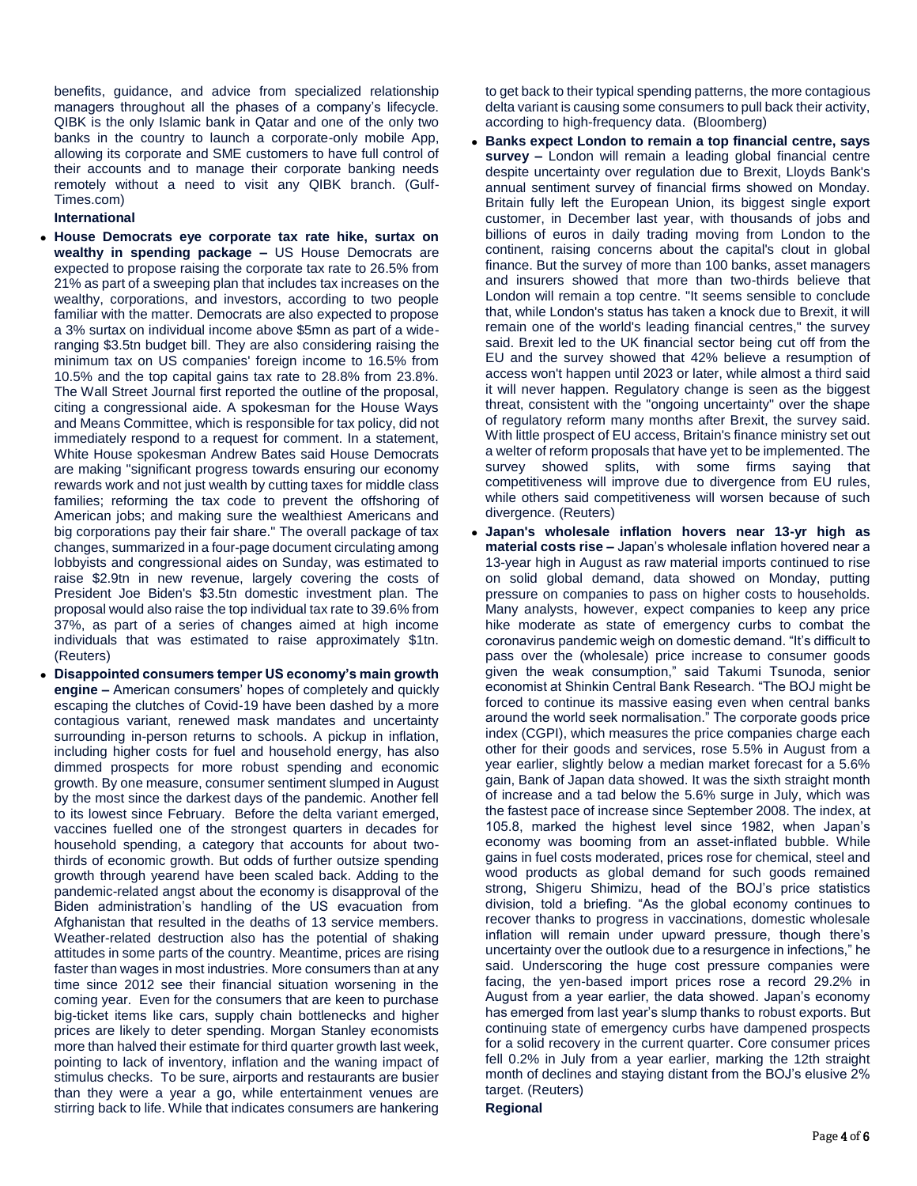benefits, guidance, and advice from specialized relationship managers throughout all the phases of a company's lifecycle. QIBK is the only Islamic bank in Qatar and one of the only two banks in the country to launch a corporate-only mobile App, allowing its corporate and SME customers to have full control of their accounts and to manage their corporate banking needs remotely without a need to visit any QIBK branch. (Gulf-Times.com)

**International**

- **House Democrats eye corporate tax rate hike, surtax on wealthy in spending package –** US House Democrats are expected to propose raising the corporate tax rate to 26.5% from 21% as part of a sweeping plan that includes tax increases on the wealthy, corporations, and investors, according to two people familiar with the matter. Democrats are also expected to propose a 3% surtax on individual income above $5mn as part of a wide-ranging $3.5tn budget bill. They are also considering raising the minimum tax on US companies' foreign income to 16.5% from 10.5% and the top capital gains tax rate to 28.8% from 23.8%. The Wall Street Journal first reported the outline of the proposal, citing a congressional aide. A spokesman for the House Ways and Means Committee, which is responsible for tax policy, did not immediately respond to a request for comment. In a statement, White House spokesman Andrew Bates said House Democrats are making "significant progress towards ensuring our economy rewards work and not just wealth by cutting taxes for middle class families; reforming the tax code to prevent the offshoring of American jobs; and making sure the wealthiest Americans and big corporations pay their fair share." The overall package of tax changes, summarized in a four-page document circulating among lobbyists and congressional aides on Sunday, was estimated to raise $2.9tn in new revenue, largely covering the costs of President Joe Biden's $3.5tn domestic investment plan. The proposal would also raise the top individual tax rate to 39.6% from 37%, as part of a series of changes aimed at high income individuals that was estimated to raise approximately $1tn. (Reuters)
- **Disappointed consumers temper US economy's main growth engine –** American consumers' hopes of completely and quickly escaping the clutches of Covid-19 have been dashed by a more contagious variant, renewed mask mandates and uncertainty surrounding in-person returns to schools. A pickup in inflation, including higher costs for fuel and household energy, has also dimmed prospects for more robust spending and economic growth. By one measure, consumer sentiment slumped in August by the most since the darkest days of the pandemic. Another fell to its lowest since February. Before the delta variant emerged, vaccines fuelled one of the strongest quarters in decades for household spending, a category that accounts for about two-thirds of economic growth. But odds of further outsize spending growth through yearend have been scaled back. Adding to the pandemic-related angst about the economy is disapproval of the Biden administration's handling of the US evacuation from Afghanistan that resulted in the deaths of 13 service members. Weather-related destruction also has the potential of shaking attitudes in some parts of the country. Meantime, prices are rising faster than wages in most industries. More consumers than at any time since 2012 see their financial situation worsening in the coming year. Even for the consumers that are keen to purchase big-ticket items like cars, supply chain bottlenecks and higher prices are likely to deter spending. Morgan Stanley economists more than halved their estimate for third quarter growth last week, pointing to lack of inventory, inflation and the waning impact of stimulus checks. To be sure, airports and restaurants are busier than they were a year a go, while entertainment venues are stirring back to life. While that indicates consumers are hankering to get back to their typical spending patterns, the more contagious delta variant is causing some consumers to pull back their activity, according to high-frequency data. (Bloomberg)
- **Banks expect London to remain a top financial centre, says survey –** London will remain a leading global financial centre despite uncertainty over regulation due to Brexit, Lloyds Bank's annual sentiment survey of financial firms showed on Monday. Britain fully left the European Union, its biggest single export customer, in December last year, with thousands of jobs and billions of euros in daily trading moving from London to the continent, raising concerns about the capital's clout in global finance. But the survey of more than 100 banks, asset managers and insurers showed that more than two-thirds believe that London will remain a top centre. "It seems sensible to conclude that, while London's status has taken a knock due to Brexit, it will remain one of the world's leading financial centres," the survey said. Brexit led to the UK financial sector being cut off from the EU and the survey showed that 42% believe a resumption of access won't happen until 2023 or later, while almost a third said it will never happen. Regulatory change is seen as the biggest threat, consistent with the "ongoing uncertainty" over the shape of regulatory reform many months after Brexit, the survey said. With little prospect of EU access, Britain's finance ministry set out a welter of reform proposals that have yet to be implemented. The survey showed splits, with some firms saying that competitiveness will improve due to divergence from EU rules, while others said competitiveness will worsen because of such divergence. (Reuters)
- **Japan's wholesale inflation hovers near 13-yr high as material costs rise –** Japan's wholesale inflation hovered near a 13-year high in August as raw material imports continued to rise on solid global demand, data showed on Monday, putting pressure on companies to pass on higher costs to households. Many analysts, however, expect companies to keep any price hike moderate as state of emergency curbs to combat the coronavirus pandemic weigh on domestic demand. "It's difficult to pass over the (wholesale) price increase to consumer goods given the weak consumption," said Takumi Tsunoda, senior economist at Shinkin Central Bank Research. "The BOJ might be forced to continue its massive easing even when central banks around the world seek normalisation." The corporate goods price index (CGPI), which measures the price companies charge each other for their goods and services, rose 5.5% in August from a year earlier, slightly below a median market forecast for a 5.6% gain, Bank of Japan data showed. It was the sixth straight month of increase and a tad below the 5.6% surge in July, which was the fastest pace of increase since September 2008. The index, at 105.8, marked the highest level since 1982, when Japan's economy was booming from an asset-inflated bubble. While gains in fuel costs moderated, prices rose for chemical, steel and wood products as global demand for such goods remained strong, Shigeru Shimizu, head of the BOJ's price statistics division, told a briefing. "As the global economy continues to recover thanks to progress in vaccinations, domestic wholesale inflation will remain under upward pressure, though there's uncertainty over the outlook due to a resurgence in infections," he said. Underscoring the huge cost pressure companies were facing, the yen-based import prices rose a record 29.2% in August from a year earlier, the data showed. Japan's economy has emerged from last year's slump thanks to robust exports. But continuing state of emergency curbs have dampened prospects for a solid recovery in the current quarter. Core consumer prices fell 0.2% in July from a year earlier, marking the 12th straight month of declines and staying distant from the BOJ's elusive 2% target. (Reuters)

**Regional**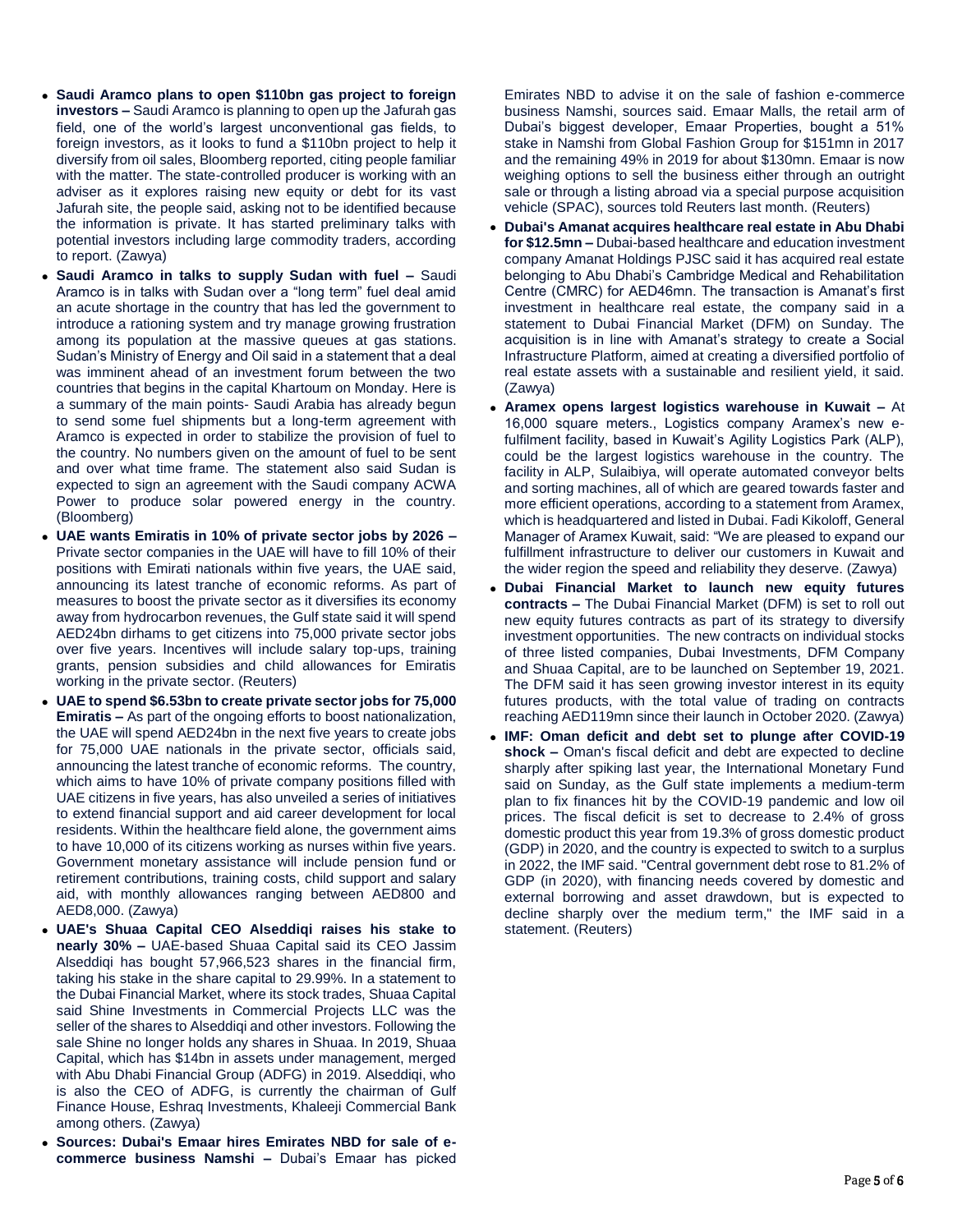- **Saudi Aramco plans to open $110bn gas project to foreign investors –** Saudi Aramco is planning to open up the Jafurah gas field, one of the world's largest unconventional gas fields, to foreign investors, as it looks to fund a $110bn project to help it diversify from oil sales, Bloomberg reported, citing people familiar with the matter. The state-controlled producer is working with an adviser as it explores raising new equity or debt for its vast Jafurah site, the people said, asking not to be identified because the information is private. It has started preliminary talks with potential investors including large commodity traders, according to report. (Zawya)
- **Saudi Aramco in talks to supply Sudan with fuel –** Saudi Aramco is in talks with Sudan over a "long term" fuel deal amid an acute shortage in the country that has led the government to introduce a rationing system and try manage growing frustration among its population at the massive queues at gas stations. Sudan's Ministry of Energy and Oil said in a statement that a deal was imminent ahead of an investment forum between the two countries that begins in the capital Khartoum on Monday. Here is a summary of the main points- Saudi Arabia has already begun to send some fuel shipments but a long-term agreement with Aramco is expected in order to stabilize the provision of fuel to the country. No numbers given on the amount of fuel to be sent and over what time frame. The statement also said Sudan is expected to sign an agreement with the Saudi company ACWA Power to produce solar powered energy in the country. (Bloomberg)
- **UAE wants Emiratis in 10% of private sector jobs by 2026 –** Private sector companies in the UAE will have to fill 10% of their positions with Emirati nationals within five years, the UAE said, announcing its latest tranche of economic reforms. As part of measures to boost the private sector as it diversifies its economy away from hydrocarbon revenues, the Gulf state said it will spend AED24bn dirhams to get citizens into 75,000 private sector jobs over five years. Incentives will include salary top-ups, training grants, pension subsidies and child allowances for Emiratis working in the private sector. (Reuters)
- **UAE to spend $6.53bn to create private sector jobs for 75,000 Emiratis –** As part of the ongoing efforts to boost nationalization, the UAE will spend AED24bn in the next five years to create jobs for 75,000 UAE nationals in the private sector, officials said, announcing the latest tranche of economic reforms. The country, which aims to have 10% of private company positions filled with UAE citizens in five years, has also unveiled a series of initiatives to extend financial support and aid career development for local residents. Within the healthcare field alone, the government aims to have 10,000 of its citizens working as nurses within five years. Government monetary assistance will include pension fund or retirement contributions, training costs, child support and salary aid, with monthly allowances ranging between AED800 and AED8,000. (Zawya)
- **UAE's Shuaa Capital CEO Alseddiqi raises his stake to nearly 30% –** UAE-based Shuaa Capital said its CEO Jassim Alseddiqi has bought 57,966,523 shares in the financial firm, taking his stake in the share capital to 29.99%. In a statement to the Dubai Financial Market, where its stock trades, Shuaa Capital said Shine Investments in Commercial Projects LLC was the seller of the shares to Alseddiqi and other investors. Following the sale Shine no longer holds any shares in Shuaa. In 2019, Shuaa Capital, which has $14bn in assets under management, merged with Abu Dhabi Financial Group (ADFG) in 2019. Alseddiqi, who is also the CEO of ADFG, is currently the chairman of Gulf Finance House, Eshraq Investments, Khaleeji Commercial Bank among others. (Zawya)
- **Sources: Dubai's Emaar hires Emirates NBD for sale of e-commerce business Namshi –** Dubai's Emaar has picked Emirates NBD to advise it on the sale of fashion e-commerce business Namshi, sources said. Emaar Malls, the retail arm of Dubai's biggest developer, Emaar Properties, bought a 51% stake in Namshi from Global Fashion Group for $151mn in 2017 and the remaining 49% in 2019 for about $130mn. Emaar is now weighing options to sell the business either through an outright sale or through a listing abroad via a special purpose acquisition vehicle (SPAC), sources told Reuters last month. (Reuters)
- **Dubai's Amanat acquires healthcare real estate in Abu Dhabi for $12.5mn –** Dubai-based healthcare and education investment company Amanat Holdings PJSC said it has acquired real estate belonging to Abu Dhabi's Cambridge Medical and Rehabilitation Centre (CMRC) for AED46mn. The transaction is Amanat's first investment in healthcare real estate, the company said in a statement to Dubai Financial Market (DFM) on Sunday. The acquisition is in line with Amanat's strategy to create a Social Infrastructure Platform, aimed at creating a diversified portfolio of real estate assets with a sustainable and resilient yield, it said. (Zawya)
- **Aramex opens largest logistics warehouse in Kuwait –** At 16,000 square meters., Logistics company Aramex's new e-fulfilment facility, based in Kuwait's Agility Logistics Park (ALP), could be the largest logistics warehouse in the country. The facility in ALP, Sulaibiya, will operate automated conveyor belts and sorting machines, all of which are geared towards faster and more efficient operations, according to a statement from Aramex, which is headquartered and listed in Dubai. Fadi Kikoloff, General Manager of Aramex Kuwait, said: "We are pleased to expand our fulfillment infrastructure to deliver our customers in Kuwait and the wider region the speed and reliability they deserve. (Zawya)
- **Dubai Financial Market to launch new equity futures contracts –** The Dubai Financial Market (DFM) is set to roll out new equity futures contracts as part of its strategy to diversify investment opportunities. The new contracts on individual stocks of three listed companies, Dubai Investments, DFM Company and Shuaa Capital, are to be launched on September 19, 2021. The DFM said it has seen growing investor interest in its equity futures products, with the total value of trading on contracts reaching AED119mn since their launch in October 2020. (Zawya)
- **IMF: Oman deficit and debt set to plunge after COVID-19 shock –** Oman's fiscal deficit and debt are expected to decline sharply after spiking last year, the International Monetary Fund said on Sunday, as the Gulf state implements a medium-term plan to fix finances hit by the COVID-19 pandemic and low oil prices. The fiscal deficit is set to decrease to 2.4% of gross domestic product this year from 19.3% of gross domestic product (GDP) in 2020, and the country is expected to switch to a surplus in 2022, the IMF said. "Central government debt rose to 81.2% of GDP (in 2020), with financing needs covered by domestic and external borrowing and asset drawdown, but is expected to decline sharply over the medium term," the IMF said in a statement. (Reuters)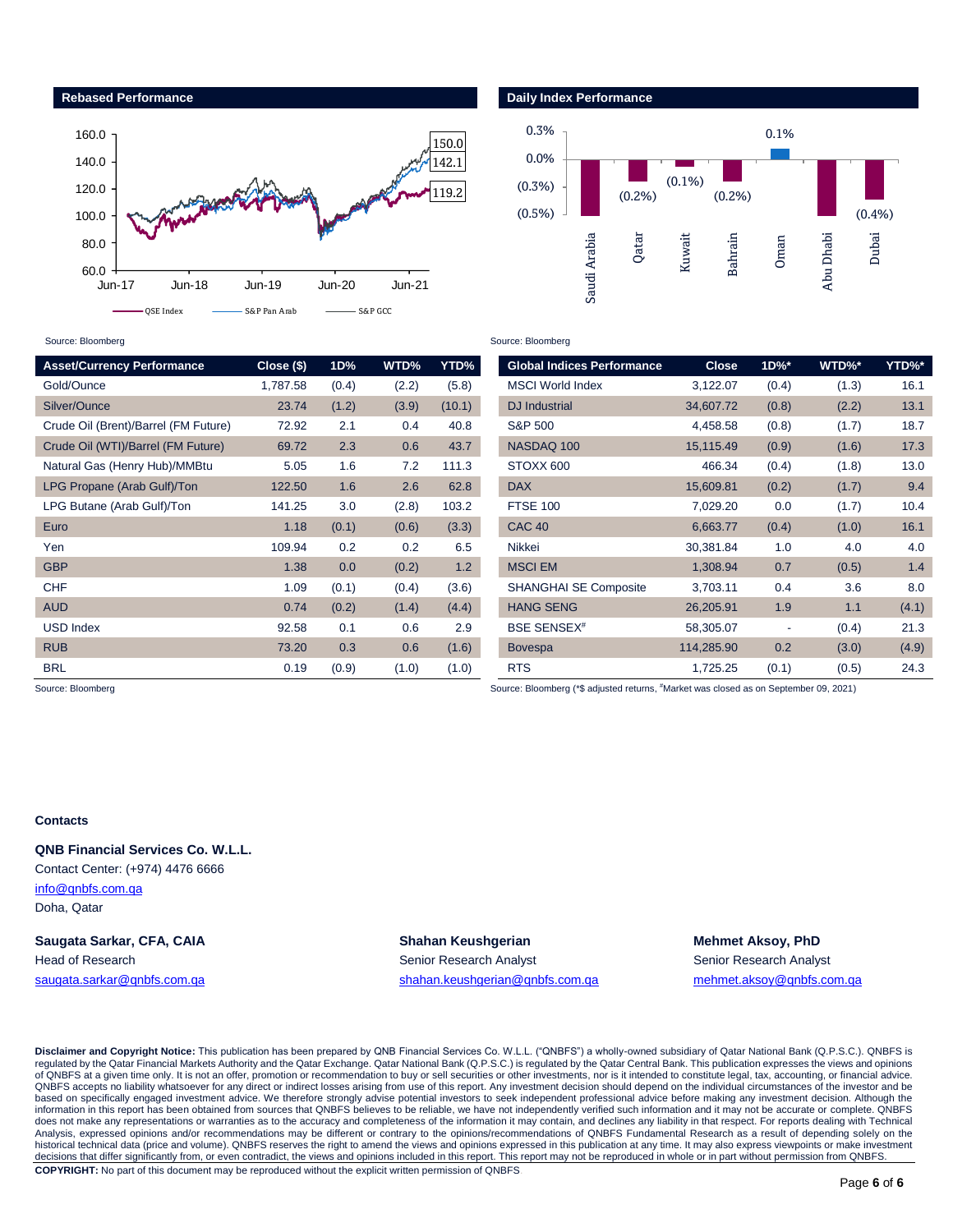**Rebased Performance**

160.0
140.0
120.0
100.0
80.0
60.0
Jun-17
Jun-18
Jun-19
Jun-20
Jun-21
150.0
142.1
119.2
QSE Index
S&P Pan Arab
S&P GCC

Source: Bloomberg

**Daily Index Performance**

0.3%
0.0%
(0.3%)
(0.5%)
Saudi Arabia
Qatar (0.2%)
Kuwait (0.1%)
Bahrain (0.2%)
Oman 0.1%
Abu Dhabi
Dubai (0.4%)

Source: Bloomberg

| Asset/Currency Performance | Close ($) | 1D% | WTD% | YTD% |
|---|---|---|---|---|
| Gold/Ounce | 1,787.58 | (0.4) | (2.2) | (5.8) |
| Silver/Ounce | 23.74 | (1.2) | (3.9) | (10.1) |
| Crude Oil (Brent)/Barrel (FM Future) | 72.92 | 2.1 | 0.4 | 40.8 |
| Crude Oil (WTI)/Barrel (FM Future) | 69.72 | 2.3 | 0.6 | 43.7 |
| Natural Gas (Henry Hub)/MMBtu | 5.05 | 1.6 | 7.2 | 111.3 |
| LPG Propane (Arab Gulf)/Ton | 122.50 | 1.6 | 2.6 | 62.8 |
| LPG Butane (Arab Gulf)/Ton | 141.25 | 3.0 | (2.8) | 103.2 |
| Euro | 1.18 | (0.1) | (0.6) | (3.3) |
| Yen | 109.94 | 0.2 | 0.2 | 6.5 |
| GBP | 1.38 | 0.0 | (0.2) | 1.2 |
| CHF | 1.09 | (0.1) | (0.4) | (3.6) |
| AUD | 0.74 | (0.2) | (1.4) | (4.4) |
| USD Index | 92.58 | 0.1 | 0.6 | 2.9 |
| RUB | 73.20 | 0.3 | 0.6 | (1.6) |
| BRL | 0.19 | (0.9) | (1.0) | (1.0) |

Source: Bloomberg

| Global Indices Performance | Close | 1D%* | WTD%* | YTD%* |
|---|---|---|---|---|
| MSCI World Index | 3,122.07 | (0.4) | (1.3) | 16.1 |
| DJ Industrial | 34,607.72 | (0.8) | (2.2) | 13.1 |
| S&P 500 | 4,458.58 | (0.8) | (1.7) | 18.7 |
| NASDAQ 100 | 15,115.49 | (0.9) | (1.6) | 17.3 |
| STOXX 600 | 466.34 | (0.4) | (1.8) | 13.0 |
| DAX | 15,609.81 | (0.2) | (1.7) | 9.4 |
| FTSE 100 | 7,029.20 | 0.0 | (1.7) | 10.4 |
| CAC 40 | 6,663.77 | (0.4) | (1.0) | 16.1 |
| Nikkei | 30,381.84 | 1.0 | 4.0 | 4.0 |
| MSCI EM | 1,308.94 | 0.7 | (0.5) | 1.4 |
| SHANGHAI SE Composite | 3,703.11 | 0.4 | 3.6 | 8.0 |
| HANG SENG | 26,205.91 | 1.9 | 1.1 | (4.1) |
| BSE SENSEX# | 58,305.07 | - | (0.4) | 21.3 |
| Bovespa | 114,285.90 | 0.2 | (3.0) | (4.9) |
| RTS | 1,725.25 | (0.1) | (0.5) | 24.3 |

Source: Bloomberg (*$ adjusted returns, #Market was closed as on September 09, 2021)

**Contacts**

**QNB Financial Services Co. W.L.L.**
Contact Center: (+974) 4476 6666
info@qnbfs.com.qa
Doha, Qatar

**Saugata Sarkar, CFA, CAIA**
Head of Research
saugata.sarkar@qnbfs.com.qa

**Shahan Keushgerian**
Senior Research Analyst
shahan.keushgerian@qnbfs.com.qa

**Mehmet Aksoy, PhD**
Senior Research Analyst
mehmet.aksoy@qnbfs.com.qa

**Disclaimer and Copyright Notice:** This publication has been prepared by QNB Financial Services Co. W.L.L. ("QNBFS") a wholly-owned subsidiary of Qatar National Bank (Q.P.S.C.). QNBFS is regulated by the Qatar Financial Markets Authority and the Qatar Exchange. Qatar National Bank (Q.P.S.C.) is regulated by the Qatar Central Bank. This publication expresses the views and opinions of QNBFS at a given time only. It is not an offer, promotion or recommendation to buy or sell securities or other investments, nor is it intended to constitute legal, tax, accounting, or financial advice. QNBFS accepts no liability whatsoever for any direct or indirect losses arising from use of this report. Any investment decision should depend on the individual circumstances of the investor and be based on specifically engaged investment advice. We therefore strongly advise potential investors to seek independent professional advice before making any investment decision. Although the information in this report has been obtained from sources that QNBFS believes to be reliable, we have not independently verified such information and it may not be accurate or complete. QNBFS does not make any representations or warranties as to the accuracy and completeness of the information it may contain, and declines any liability in that respect. For reports dealing with Technical Analysis, expressed opinions and/or recommendations may be different or contrary to the opinions/recommendations of QNBFS Fundamental Research as a result of depending solely on the historical technical data (price and volume). QNBFS reserves the right to amend the views and opinions expressed in this publication at any time. It may also express viewpoints or make investment decisions that differ significantly from, or even contradict, the views and opinions included in this report. This report may not be reproduced in whole or in part without permission from QNBFS.

**COPYRIGHT:** No part of this document may be reproduced without the explicit written permission of QNBFS.